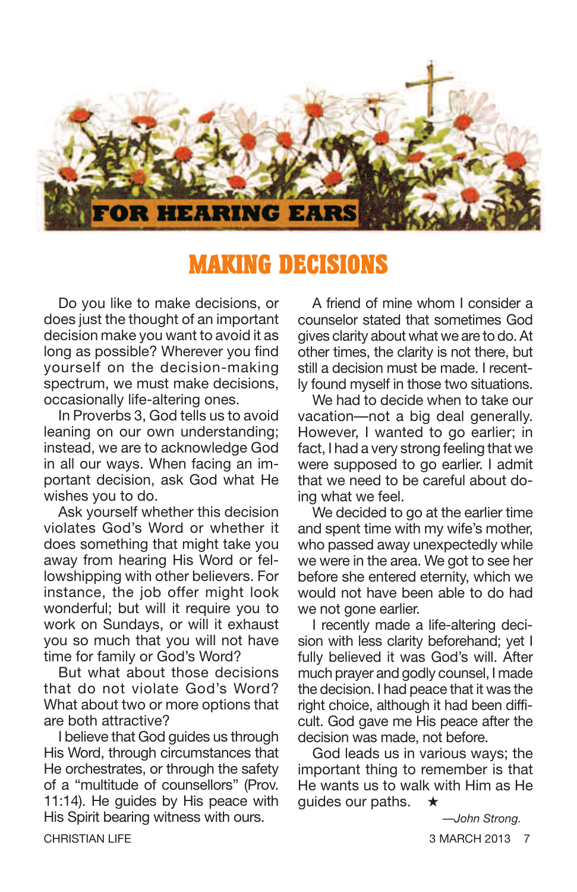# FOR HEARING EARS

## MAKING DECISIONS

Do you like to make decisions, or does just the thought of an important decision make you want to avoid it as long as possible? Wherever you find yourself on the decision-making spectrum, we must make decisions, occasionally life-altering ones.

In Proverbs 3, God tells us to avoid leaning on our own understanding; instead, we are to acknowledge God in all our ways. When facing an important decision, ask God what He wishes you to do.

Ask yourself whether this decision violates God's Word or whether it does something that might take you away from hearing His Word or fellowshipping with other believers. For instance, the job offer might look wonderful; but will it require you to work on Sundays, or will it exhaust you so much that you will not have time for family or God's Word?

But what about those decisions that do not violate God's Word? What about two or more options that are both attractive?

I believe that God guides us through His Word, through circumstances that He orchestrates, or through the safety of a "multitude of counsellors" (Prov. 11:14). He guides by His peace with His Spirit bearing witness with ours.

A friend of mine whom I consider a counselor stated that sometimes God gives clarity about what we are to do. At other times, the clarity is not there, but still a decision must be made. I recently found myself in those two situations.

We had to decide when to take our vacation—not a big deal generally. However, I wanted to go earlier; in fact, I had a very strong feeling that we were supposed to go earlier. I admit that we need to be careful about doing what we feel.

We decided to go at the earlier time and spent time with my wife's mother, who passed away unexpectedly while we were in the area. We got to see her before she entered eternity, which we would not have been able to do had we not gone earlier.

I recently made a life-altering decision with less clarity beforehand; yet I fully believed it was God's will. After much prayer and godly counsel, I made the decision. I had peace that it was the right choice, although it had been difficult. God gave me His peace after the decision was made, not before.

God leads us in various ways; the important thing to remember is that He wants us to walk with Him as He guides our paths. ★

*—John Strong.*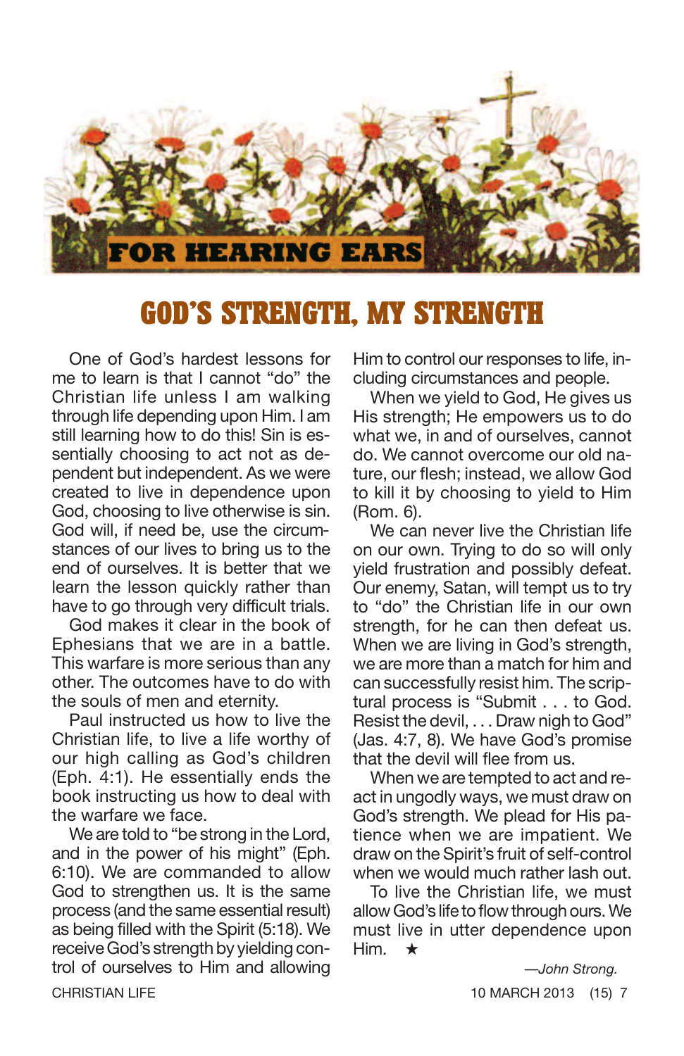FOR HEARING EARS

# GOD'S STRENGTH, MY STRENGTH

One of God's hardest lessons for me to learn is that I cannot "do" the Christian life unless I am walking through life depending upon Him. I am still learning how to do this! Sin is essentially choosing to act not as dependent but independent. As we were created to live in dependence upon God, choosing to live otherwise is sin. God will, if need be, use the circumstances of our lives to bring us to the end of ourselves. It is better that we learn the lesson quickly rather than have to go through very difficult trials.

God makes it clear in the book of Ephesians that we are in a battle. This warfare is more serious than any other. The outcomes have to do with the souls of men and eternity.

Paul instructed us how to live the Christian life, to live a life worthy of our high calling as God's children (Eph. 4:1). He essentially ends the book instructing us how to deal with the warfare we face.

We are told to "be strong in the Lord, and in the power of his might" (Eph. 6:10). We are commanded to allow God to strengthen us. It is the same process (and the same essential result) as being filled with the Spirit (5:18). We receive God's strength by yielding control of ourselves to Him and allowing Him to control our responses to life, including circumstances and people.

When we yield to God, He gives us His strength; He empowers us to do what we, in and of ourselves, cannot do. We cannot overcome our old nature, our flesh; instead, we allow God to kill it by choosing to yield to Him (Rom. 6).

We can never live the Christian life on our own. Trying to do so will only yield frustration and possibly defeat. Our enemy, Satan, will tempt us to try to "do" the Christian life in our own strength, for he can then defeat us. When we are living in God's strength, we are more than a match for him and can successfully resist him. The scriptural process is "Submit . . . to God. Resist the devil, . . . Draw nigh to God" (Jas. 4:7, 8). We have God's promise that the devil will flee from us.

When we are tempted to act and react in ungodly ways, we must draw on God's strength. We plead for His patience when we are impatient. We draw on the Spirit's fruit of self-control when we would much rather lash out.

To live the Christian life, we must allow God's life to flow through ours. We must live in utter dependence upon Him. ★

*—John Strong.*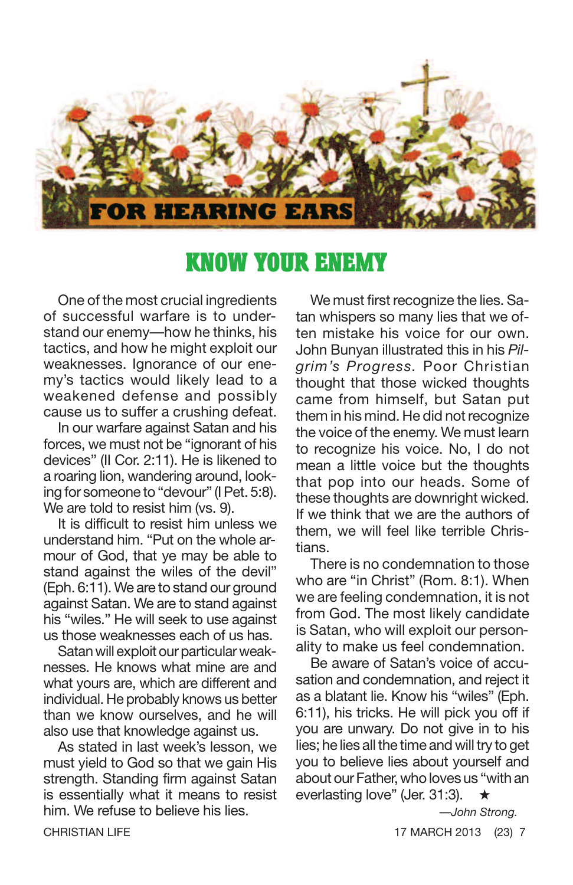## FOR HEARING EARS

# KNOW YOUR ENEMY

One of the most crucial ingredients of successful warfare is to understand our enemy—how he thinks, his tactics, and how he might exploit our weaknesses. Ignorance of our enemy's tactics would likely lead to a weakened defense and possibly cause us to suffer a crushing defeat.

In our warfare against Satan and his forces, we must not be "ignorant of his devices" (II Cor. 2:11). He is likened to a roaring lion, wandering around, looking for someone to "devour" (I Pet. 5:8). We are told to resist him (vs. 9).

It is difficult to resist him unless we understand him. "Put on the whole armour of God, that ye may be able to stand against the wiles of the devil" (Eph. 6:11). We are to stand our ground against Satan. We are to stand against his "wiles." He will seek to use against us those weaknesses each of us has.

Satan will exploit our particular weaknesses. He knows what mine are and what yours are, which are different and individual. He probably knows us better than we know ourselves, and he will also use that knowledge against us.

As stated in last week's lesson, we must yield to God so that we gain His strength. Standing firm against Satan is essentially what it means to resist him. We refuse to believe his lies.

We must first recognize the lies. Satan whispers so many lies that we often mistake his voice for our own. John Bunyan illustrated this in his *Pilgrim's Progress.* Poor Christian thought that those wicked thoughts came from himself, but Satan put them in his mind. He did not recognize the voice of the enemy. We must learn to recognize his voice. No, I do not mean a little voice but the thoughts that pop into our heads. Some of these thoughts are downright wicked. If we think that we are the authors of them, we will feel like terrible Christians.

There is no condemnation to those who are "in Christ" (Rom. 8:1). When we are feeling condemnation, it is not from God. The most likely candidate is Satan, who will exploit our personality to make us feel condemnation.

Be aware of Satan's voice of accusation and condemnation, and reject it as a blatant lie. Know his "wiles" (Eph. 6:11), his tricks. He will pick you off if you are unwary. Do not give in to his lies; he lies all the time and will try to get you to believe lies about yourself and about our Father, who loves us "with an everlasting love" (Jer. 31:3). ★

*—John Strong.*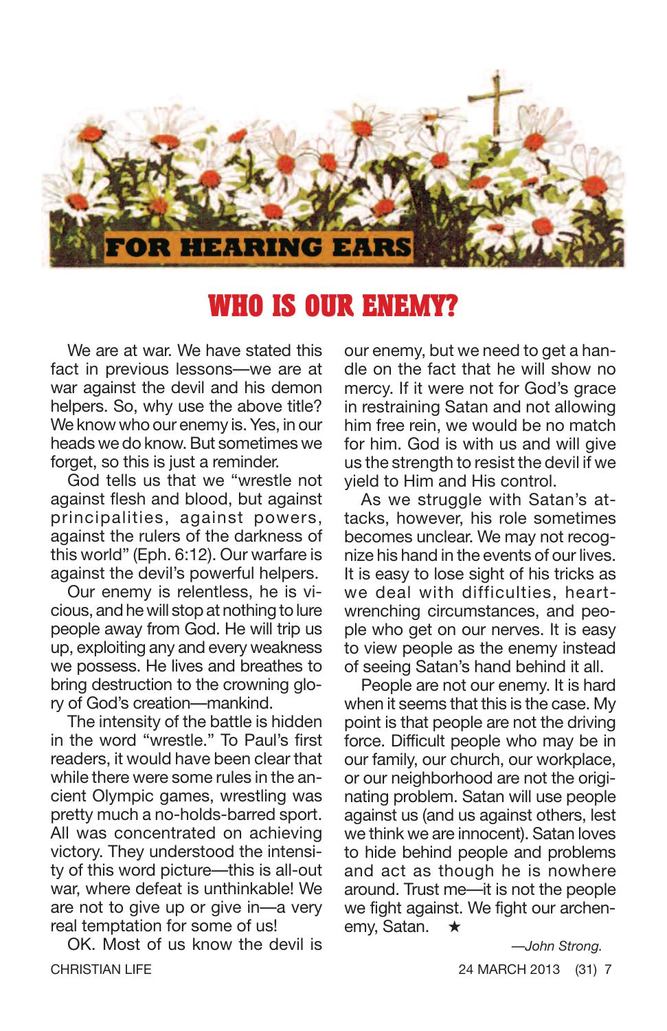FOR HEARING EARS

# WHO IS OUR ENEMY?

We are at war. We have stated this fact in previous lessons—we are at war against the devil and his demon helpers. So, why use the above title? We know who our enemy is. Yes, in our heads we do know. But sometimes we forget, so this is just a reminder.

God tells us that we "wrestle not against flesh and blood, but against principalities, against powers, against the rulers of the darkness of this world" (Eph. 6:12). Our warfare is against the devil's powerful helpers.

Our enemy is relentless, he is vicious, and he will stop at nothing to lure people away from God. He will trip us up, exploiting any and every weakness we possess. He lives and breathes to bring destruction to the crowning glory of God's creation—mankind.

The intensity of the battle is hidden in the word "wrestle." To Paul's first readers, it would have been clear that while there were some rules in the ancient Olympic games, wrestling was pretty much a no-holds-barred sport. All was concentrated on achieving victory. They understood the intensity of this word picture—this is all-out war, where defeat is unthinkable! We are not to give up or give in—a very real temptation for some of us!

OK. Most of us know the devil is our enemy, but we need to get a handle on the fact that he will show no mercy. If it were not for God's grace in restraining Satan and not allowing him free rein, we would be no match for him. God is with us and will give us the strength to resist the devil if we yield to Him and His control.

As we struggle with Satan's attacks, however, his role sometimes becomes unclear. We may not recognize his hand in the events of our lives. It is easy to lose sight of his tricks as we deal with difficulties, heart-wrenching circumstances, and people who get on our nerves. It is easy to view people as the enemy instead of seeing Satan's hand behind it all.

People are not our enemy. It is hard when it seems that this is the case. My point is that people are not the driving force. Difficult people who may be in our family, our church, our workplace, or our neighborhood are not the originating problem. Satan will use people against us (and us against others, lest we think we are innocent). Satan loves to hide behind people and problems and act as though he is nowhere around. Trust me—it is not the people we fight against. We fight our archenemy, Satan. ★

*—John Strong.*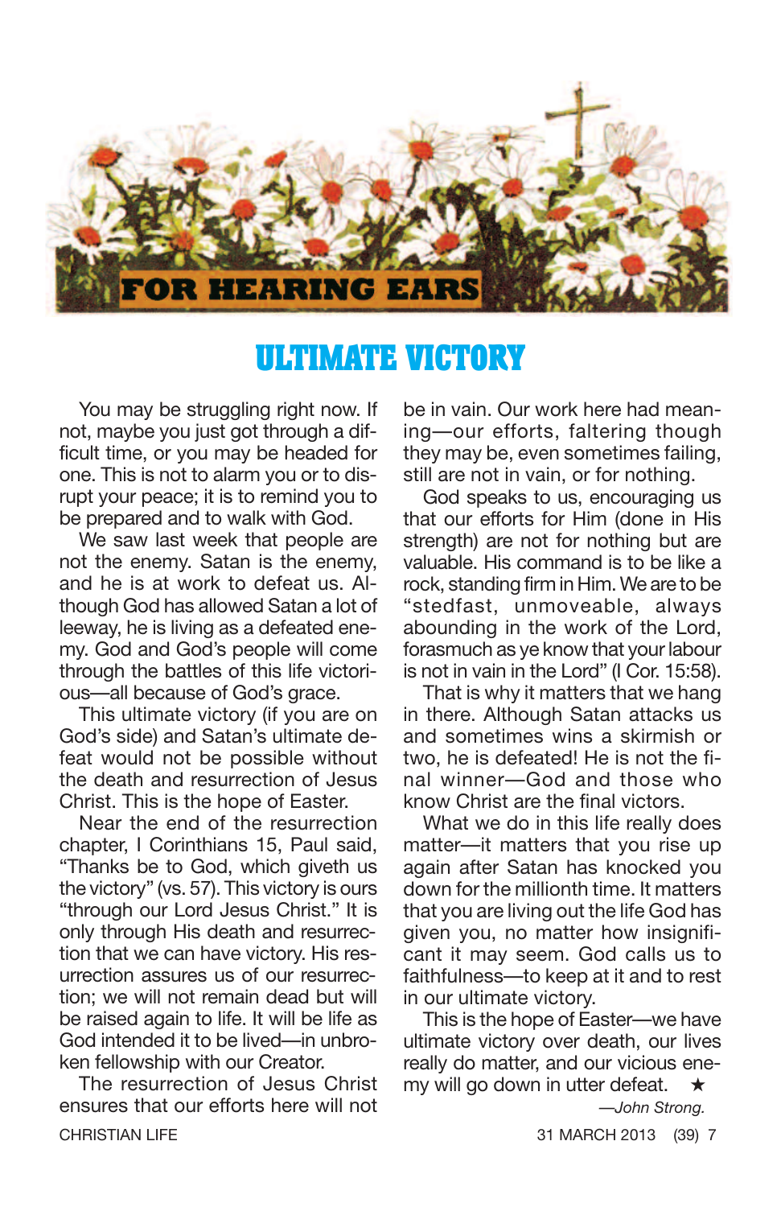# FOR HEARING EARS

## ULTIMATE VICTORY

You may be struggling right now. If not, maybe you just got through a difficult time, or you may be headed for one. This is not to alarm you or to disrupt your peace; it is to remind you to be prepared and to walk with God.

We saw last week that people are not the enemy. Satan is the enemy, and he is at work to defeat us. Although God has allowed Satan a lot of leeway, he is living as a defeated enemy. God and God's people will come through the battles of this life victorious—all because of God's grace.

This ultimate victory (if you are on God's side) and Satan's ultimate defeat would not be possible without the death and resurrection of Jesus Christ. This is the hope of Easter.

Near the end of the resurrection chapter, I Corinthians 15, Paul said, "Thanks be to God, which giveth us the victory" (vs. 57). This victory is ours "through our Lord Jesus Christ." It is only through His death and resurrection that we can have victory. His resurrection assures us of our resurrection; we will not remain dead but will be raised again to life. It will be life as God intended it to be lived—in unbroken fellowship with our Creator.

The resurrection of Jesus Christ ensures that our efforts here will not be in vain. Our work here had meaning—our efforts, faltering though they may be, even sometimes failing, still are not in vain, or for nothing.

God speaks to us, encouraging us that our efforts for Him (done in His strength) are not for nothing but are valuable. His command is to be like a rock, standing firm in Him. We are to be "stedfast, unmoveable, always abounding in the work of the Lord, forasmuch as ye know that your labour is not in vain in the Lord" (I Cor. 15:58).

That is why it matters that we hang in there. Although Satan attacks us and sometimes wins a skirmish or two, he is defeated! He is not the final winner—God and those who know Christ are the final victors.

What we do in this life really does matter—it matters that you rise up again after Satan has knocked you down for the millionth time. It matters that you are living out the life God has given you, no matter how insignificant it may seem. God calls us to faithfulness—to keep at it and to rest in our ultimate victory.

This is the hope of Easter—we have ultimate victory over death, our lives really do matter, and our vicious enemy will go down in utter defeat. ★

*—John Strong.*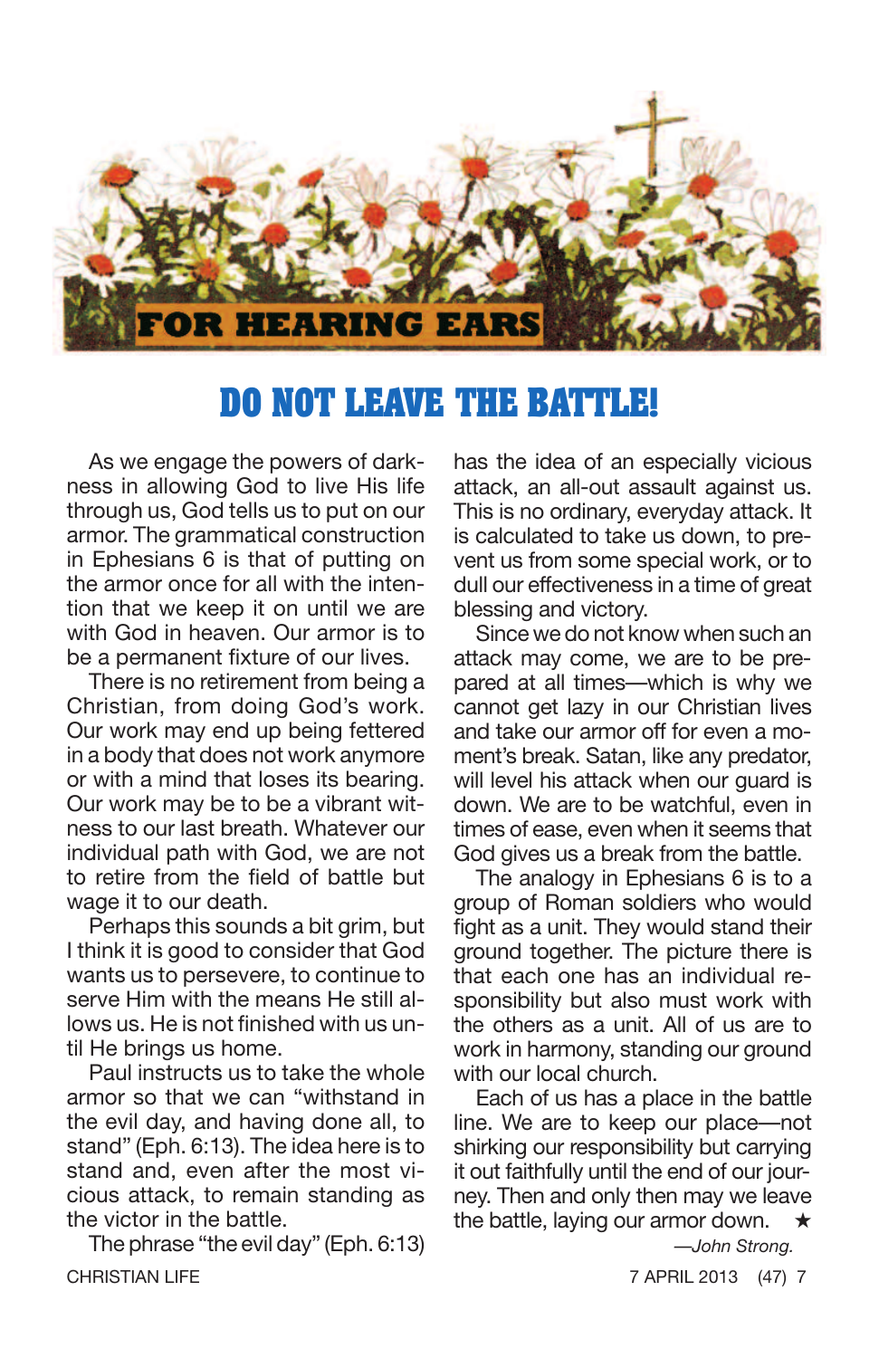## FOR HEARING EARS

# DO NOT LEAVE THE BATTLE!

As we engage the powers of darkness in allowing God to live His life through us, God tells us to put on our armor. The grammatical construction in Ephesians 6 is that of putting on the armor once for all with the intention that we keep it on until we are with God in heaven. Our armor is to be a permanent fixture of our lives.

There is no retirement from being a Christian, from doing God's work. Our work may end up being fettered in a body that does not work anymore or with a mind that loses its bearing. Our work may be to be a vibrant witness to our last breath. Whatever our individual path with God, we are not to retire from the field of battle but wage it to our death.

Perhaps this sounds a bit grim, but I think it is good to consider that God wants us to persevere, to continue to serve Him with the means He still allows us. He is not finished with us until He brings us home.

Paul instructs us to take the whole armor so that we can "withstand in the evil day, and having done all, to stand" (Eph. 6:13). The idea here is to stand and, even after the most vicious attack, to remain standing as the victor in the battle.

The phrase "the evil day" (Eph. 6:13) has the idea of an especially vicious attack, an all-out assault against us. This is no ordinary, everyday attack. It is calculated to take us down, to prevent us from some special work, or to dull our effectiveness in a time of great blessing and victory.

Since we do not know when such an attack may come, we are to be prepared at all times—which is why we cannot get lazy in our Christian lives and take our armor off for even a moment's break. Satan, like any predator, will level his attack when our guard is down. We are to be watchful, even in times of ease, even when it seems that God gives us a break from the battle.

The analogy in Ephesians 6 is to a group of Roman soldiers who would fight as a unit. They would stand their ground together. The picture there is that each one has an individual responsibility but also must work with the others as a unit. All of us are to work in harmony, standing our ground with our local church.

Each of us has a place in the battle line. We are to keep our place—not shirking our responsibility but carrying it out faithfully until the end of our journey. Then and only then may we leave the battle, laying our armor down. ★

*—John Strong.*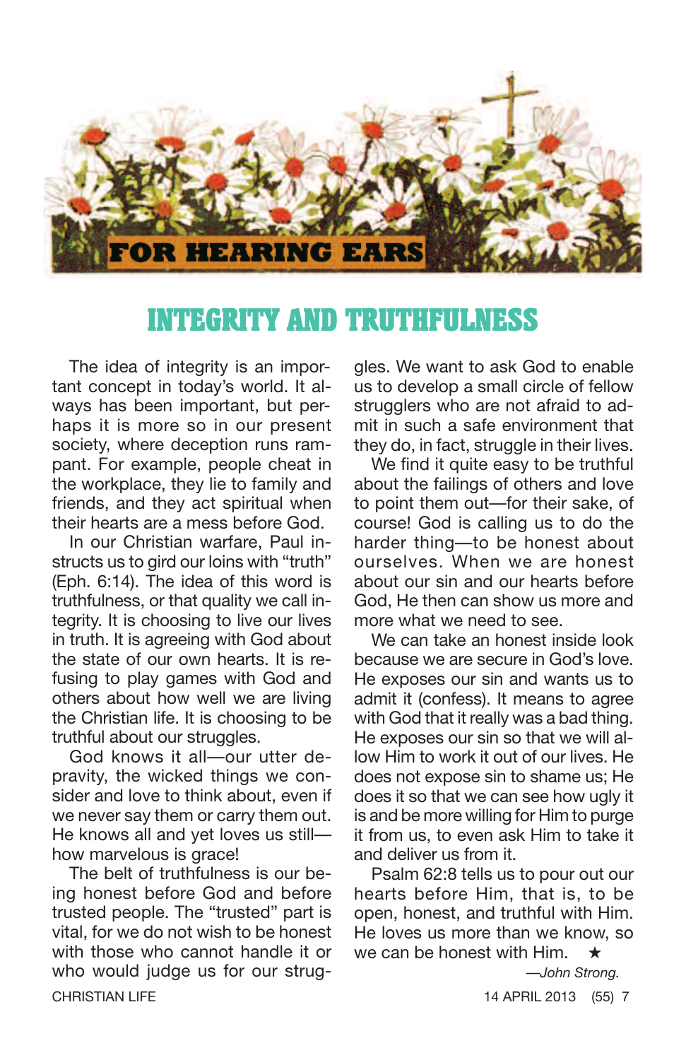## FOR HEARING EARS

# INTEGRITY AND TRUTHFULNESS

The idea of integrity is an important concept in today's world. It always has been important, but perhaps it is more so in our present society, where deception runs rampant. For example, people cheat in the workplace, they lie to family and friends, and they act spiritual when their hearts are a mess before God.

In our Christian warfare, Paul instructs us to gird our loins with "truth" (Eph. 6:14). The idea of this word is truthfulness, or that quality we call integrity. It is choosing to live our lives in truth. It is agreeing with God about the state of our own hearts. It is refusing to play games with God and others about how well we are living the Christian life. It is choosing to be truthful about our struggles.

God knows it all—our utter depravity, the wicked things we consider and love to think about, even if we never say them or carry them out. He knows all and yet loves us still—how marvelous is grace!

The belt of truthfulness is our being honest before God and before trusted people. The "trusted" part is vital, for we do not wish to be honest with those who cannot handle it or who would judge us for our struggles. We want to ask God to enable us to develop a small circle of fellow strugglers who are not afraid to admit in such a safe environment that they do, in fact, struggle in their lives.

We find it quite easy to be truthful about the failings of others and love to point them out—for their sake, of course! God is calling us to do the harder thing—to be honest about ourselves. When we are honest about our sin and our hearts before God, He then can show us more and more what we need to see.

We can take an honest inside look because we are secure in God's love. He exposes our sin and wants us to admit it (confess). It means to agree with God that it really was a bad thing. He exposes our sin so that we will allow Him to work it out of our lives. He does not expose sin to shame us; He does it so that we can see how ugly it is and be more willing for Him to purge it from us, to even ask Him to take it and deliver us from it.

Psalm 62:8 tells us to pour out our hearts before Him, that is, to be open, honest, and truthful with Him. He loves us more than we know, so we can be honest with Him. ★

*—John Strong.*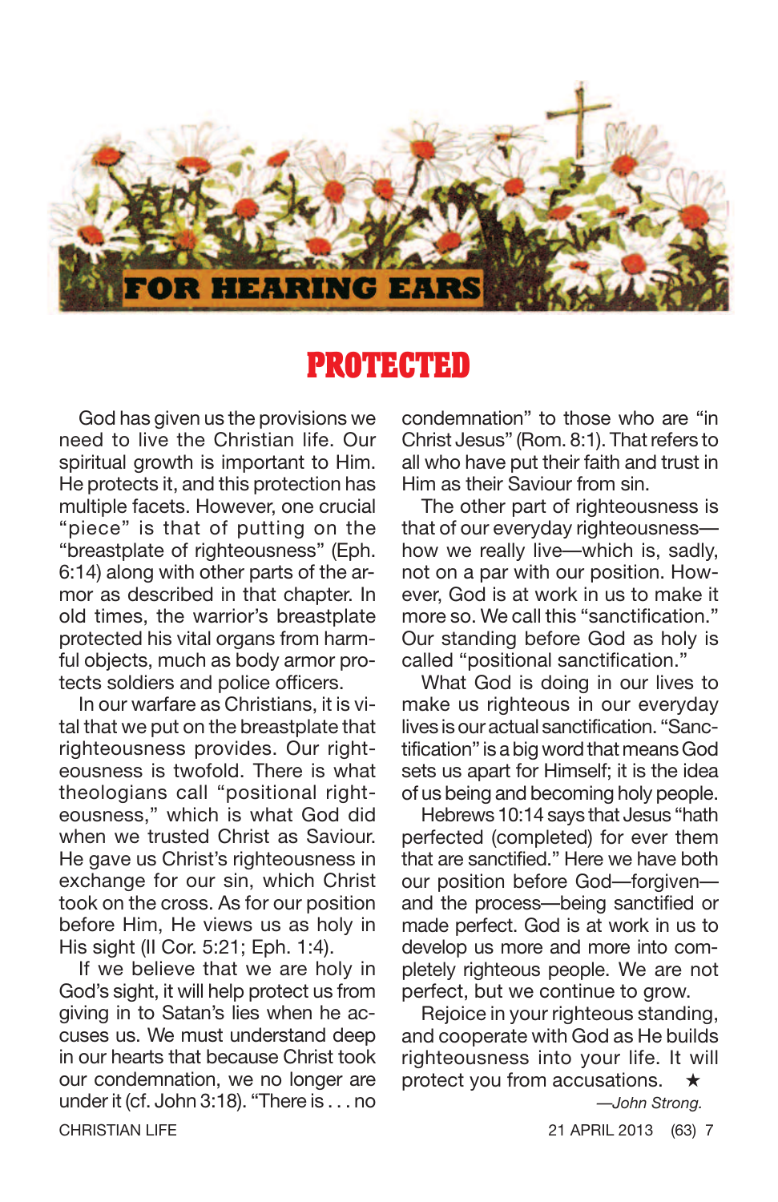## FOR HEARING EARS

# PROTECTED

God has given us the provisions we need to live the Christian life. Our spiritual growth is important to Him. He protects it, and this protection has multiple facets. However, one crucial "piece" is that of putting on the "breastplate of righteousness" (Eph. 6:14) along with other parts of the armor as described in that chapter. In old times, the warrior's breastplate protected his vital organs from harmful objects, much as body armor protects soldiers and police officers.

In our warfare as Christians, it is vital that we put on the breastplate that righteousness provides. Our righteousness is twofold. There is what theologians call "positional righteousness," which is what God did when we trusted Christ as Saviour. He gave us Christ's righteousness in exchange for our sin, which Christ took on the cross. As for our position before Him, He views us as holy in His sight (II Cor. 5:21; Eph. 1:4).

If we believe that we are holy in God's sight, it will help protect us from giving in to Satan's lies when he accuses us. We must understand deep in our hearts that because Christ took our condemnation, we no longer are under it (cf. John 3:18). "There is . . . no condemnation" to those who are "in Christ Jesus" (Rom. 8:1). That refers to all who have put their faith and trust in Him as their Saviour from sin.

The other part of righteousness is that of our everyday righteousness—how we really live—which is, sadly, not on a par with our position. However, God is at work in us to make it more so. We call this "sanctification." Our standing before God as holy is called "positional sanctification."

What God is doing in our lives to make us righteous in our everyday lives is our actual sanctification. "Sanctification" is a big word that means God sets us apart for Himself; it is the idea of us being and becoming holy people.

Hebrews 10:14 says that Jesus "hath perfected (completed) for ever them that are sanctified." Here we have both our position before God—forgiven—and the process—being sanctified or made perfect. God is at work in us to develop us more and more into completely righteous people. We are not perfect, but we continue to grow.

Rejoice in your righteous standing, and cooperate with God as He builds righteousness into your life. It will protect you from accusations. ★

*—John Strong.*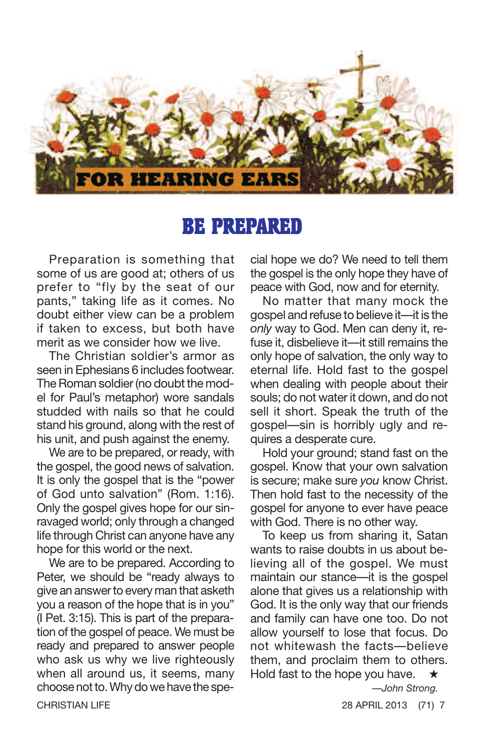## FOR HEARING EARS

# BE PREPARED

Preparation is something that some of us are good at; others of us prefer to "fly by the seat of our pants," taking life as it comes. No doubt either view can be a problem if taken to excess, but both have merit as we consider how we live.

The Christian soldier's armor as seen in Ephesians 6 includes footwear. The Roman soldier (no doubt the model for Paul's metaphor) wore sandals studded with nails so that he could stand his ground, along with the rest of his unit, and push against the enemy.

We are to be prepared, or ready, with the gospel, the good news of salvation. It is only the gospel that is the "power of God unto salvation" (Rom. 1:16). Only the gospel gives hope for our sin-ravaged world; only through a changed life through Christ can anyone have any hope for this world or the next.

We are to be prepared. According to Peter, we should be "ready always to give an answer to every man that asketh you a reason of the hope that is in you" (I Pet. 3:15). This is part of the preparation of the gospel of peace. We must be ready and prepared to answer people who ask us why we live righteously when all around us, it seems, many choose not to. Why do we have the special hope we do? We need to tell them the gospel is the only hope they have of peace with God, now and for eternity.

No matter that many mock the gospel and refuse to believe it—it is the *only* way to God. Men can deny it, refuse it, disbelieve it—it still remains the only hope of salvation, the only way to eternal life. Hold fast to the gospel when dealing with people about their souls; do not water it down, and do not sell it short. Speak the truth of the gospel—sin is horribly ugly and requires a desperate cure.

Hold your ground; stand fast on the gospel. Know that your own salvation is secure; make sure *you* know Christ. Then hold fast to the necessity of the gospel for anyone to ever have peace with God. There is no other way.

To keep us from sharing it, Satan wants to raise doubts in us about believing all of the gospel. We must maintain our stance—it is the gospel alone that gives us a relationship with God. It is the only way that our friends and family can have one too. Do not allow yourself to lose that focus. Do not whitewash the facts—believe them, and proclaim them to others. Hold fast to the hope you have. ★

*—John Strong.*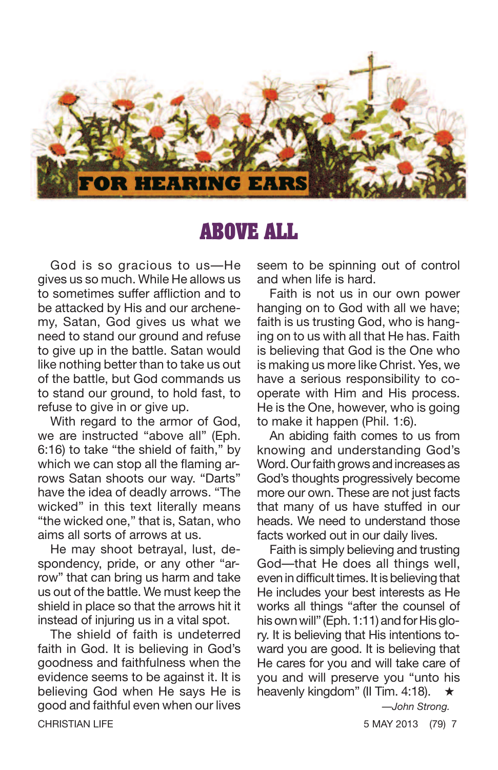## FOR HEARING EARS

# ABOVE ALL

God is so gracious to us—He gives us so much. While He allows us to sometimes suffer affliction and to be attacked by His and our archenemy, Satan, God gives us what we need to stand our ground and refuse to give up in the battle. Satan would like nothing better than to take us out of the battle, but God commands us to stand our ground, to hold fast, to refuse to give in or give up.

With regard to the armor of God, we are instructed "above all" (Eph. 6:16) to take "the shield of faith," by which we can stop all the flaming arrows Satan shoots our way. "Darts" have the idea of deadly arrows. "The wicked" in this text literally means "the wicked one," that is, Satan, who aims all sorts of arrows at us.

He may shoot betrayal, lust, despondency, pride, or any other "arrow" that can bring us harm and take us out of the battle. We must keep the shield in place so that the arrows hit it instead of injuring us in a vital spot.

The shield of faith is undeterred faith in God. It is believing in God's goodness and faithfulness when the evidence seems to be against it. It is believing God when He says He is good and faithful even when our lives seem to be spinning out of control and when life is hard.

Faith is not us in our own power hanging on to God with all we have; faith is us trusting God, who is hanging on to us with all that He has. Faith is believing that God is the One who is making us more like Christ. Yes, we have a serious responsibility to cooperate with Him and His process. He is the One, however, who is going to make it happen (Phil. 1:6).

An abiding faith comes to us from knowing and understanding God's Word. Our faith grows and increases as God's thoughts progressively become more our own. These are not just facts that many of us have stuffed in our heads. We need to understand those facts worked out in our daily lives.

Faith is simply believing and trusting God—that He does all things well, even in difficult times. It is believing that He includes your best interests as He works all things "after the counsel of his own will" (Eph. 1:11) and for His glory. It is believing that His intentions toward you are good. It is believing that He cares for you and will take care of you and will preserve you "unto his heavenly kingdom" (II Tim. 4:18). ★

*—John Strong.*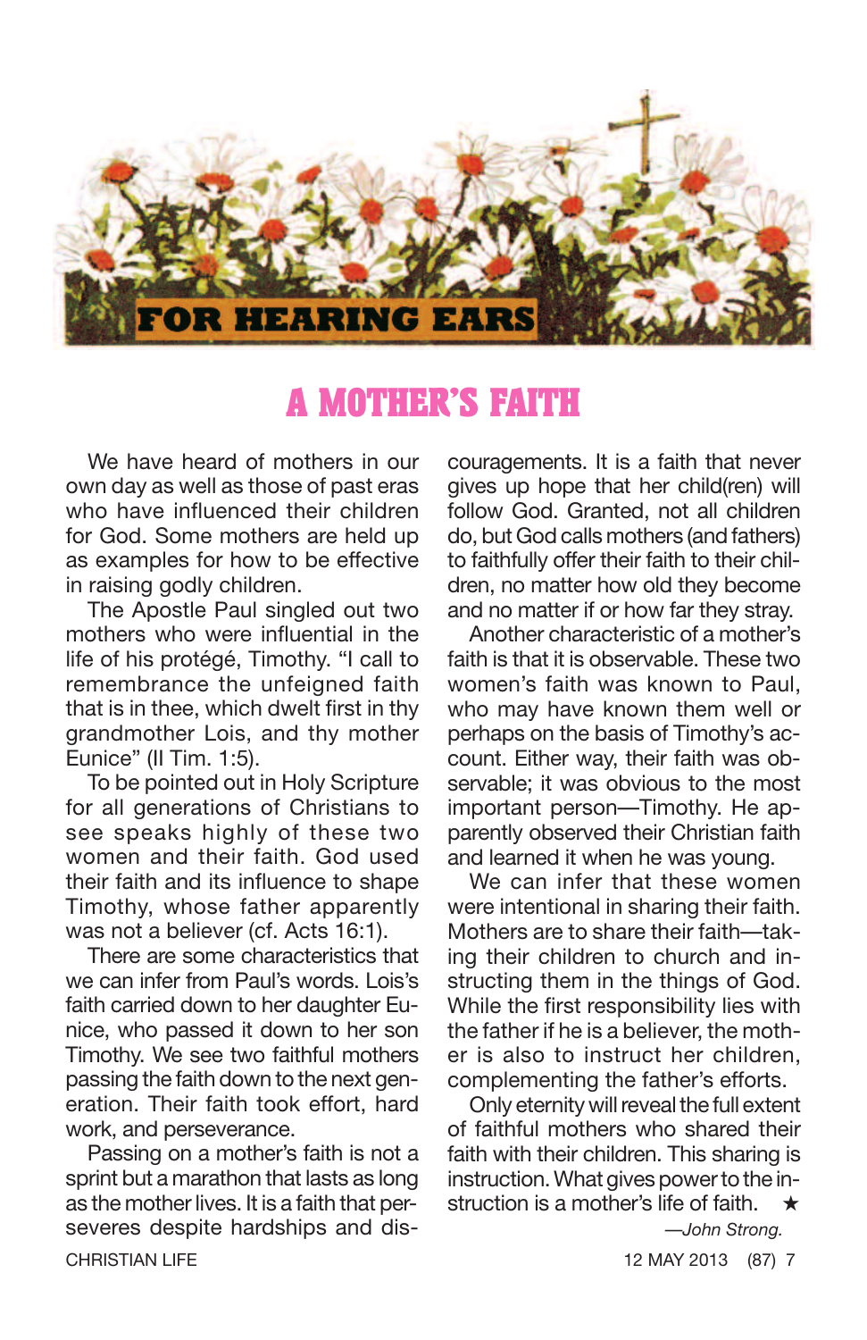## FOR HEARING EARS

# A MOTHER'S FAITH

We have heard of mothers in our own day as well as those of past eras who have influenced their children for God. Some mothers are held up as examples for how to be effective in raising godly children.

The Apostle Paul singled out two mothers who were influential in the life of his protégé, Timothy. "I call to remembrance the unfeigned faith that is in thee, which dwelt first in thy grandmother Lois, and thy mother Eunice" (II Tim. 1:5).

To be pointed out in Holy Scripture for all generations of Christians to see speaks highly of these two women and their faith. God used their faith and its influence to shape Timothy, whose father apparently was not a believer (cf. Acts 16:1).

There are some characteristics that we can infer from Paul's words. Lois's faith carried down to her daughter Eunice, who passed it down to her son Timothy. We see two faithful mothers passing the faith down to the next generation. Their faith took effort, hard work, and perseverance.

Passing on a mother's faith is not a sprint but a marathon that lasts as long as the mother lives. It is a faith that perseveres despite hardships and discouragements. It is a faith that never gives up hope that her child(ren) will follow God. Granted, not all children do, but God calls mothers (and fathers) to faithfully offer their faith to their children, no matter how old they become and no matter if or how far they stray.

Another characteristic of a mother's faith is that it is observable. These two women's faith was known to Paul, who may have known them well or perhaps on the basis of Timothy's account. Either way, their faith was observable; it was obvious to the most important person—Timothy. He apparently observed their Christian faith and learned it when he was young.

We can infer that these women were intentional in sharing their faith. Mothers are to share their faith—taking their children to church and instructing them in the things of God. While the first responsibility lies with the father if he is a believer, the mother is also to instruct her children, complementing the father's efforts.

Only eternity will reveal the full extent of faithful mothers who shared their faith with their children. This sharing is instruction. What gives power to the instruction is a mother's life of faith. ★

*—John Strong.*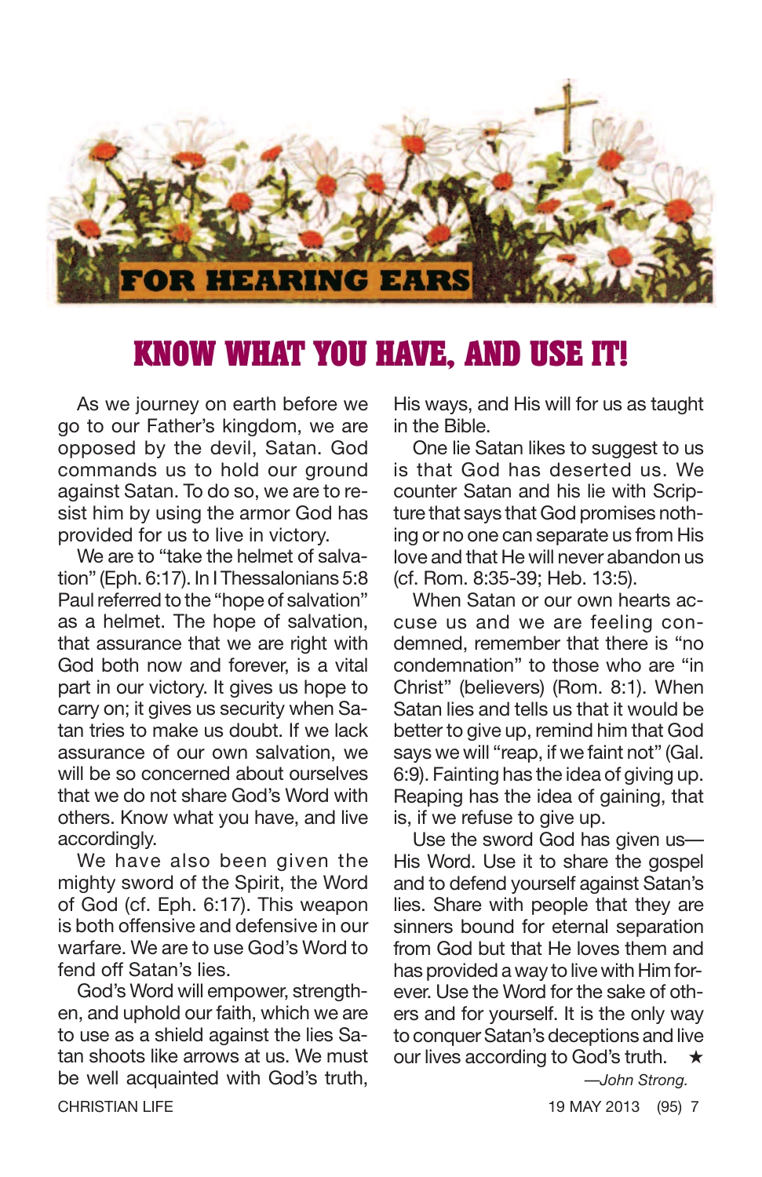## FOR HEARING EARS

# KNOW WHAT YOU HAVE, AND USE IT!

As we journey on earth before we go to our Father's kingdom, we are opposed by the devil, Satan. God commands us to hold our ground against Satan. To do so, we are to resist him by using the armor God has provided for us to live in victory.

We are to "take the helmet of salvation" (Eph. 6:17). In I Thessalonians 5:8 Paul referred to the "hope of salvation" as a helmet. The hope of salvation, that assurance that we are right with God both now and forever, is a vital part in our victory. It gives us hope to carry on; it gives us security when Satan tries to make us doubt. If we lack assurance of our own salvation, we will be so concerned about ourselves that we do not share God's Word with others. Know what you have, and live accordingly.

We have also been given the mighty sword of the Spirit, the Word of God (cf. Eph. 6:17). This weapon is both offensive and defensive in our warfare. We are to use God's Word to fend off Satan's lies.

God's Word will empower, strengthen, and uphold our faith, which we are to use as a shield against the lies Satan shoots like arrows at us. We must be well acquainted with God's truth, His ways, and His will for us as taught in the Bible.

One lie Satan likes to suggest to us is that God has deserted us. We counter Satan and his lie with Scripture that says that God promises nothing or no one can separate us from His love and that He will never abandon us (cf. Rom. 8:35-39; Heb. 13:5).

When Satan or our own hearts accuse us and we are feeling condemned, remember that there is "no condemnation" to those who are "in Christ" (believers) (Rom. 8:1). When Satan lies and tells us that it would be better to give up, remind him that God says we will "reap, if we faint not" (Gal. 6:9). Fainting has the idea of giving up. Reaping has the idea of gaining, that is, if we refuse to give up.

Use the sword God has given us—His Word. Use it to share the gospel and to defend yourself against Satan's lies. Share with people that they are sinners bound for eternal separation from God but that He loves them and has provided a way to live with Him forever. Use the Word for the sake of others and for yourself. It is the only way to conquer Satan's deceptions and live our lives according to God's truth. ★

*—John Strong.*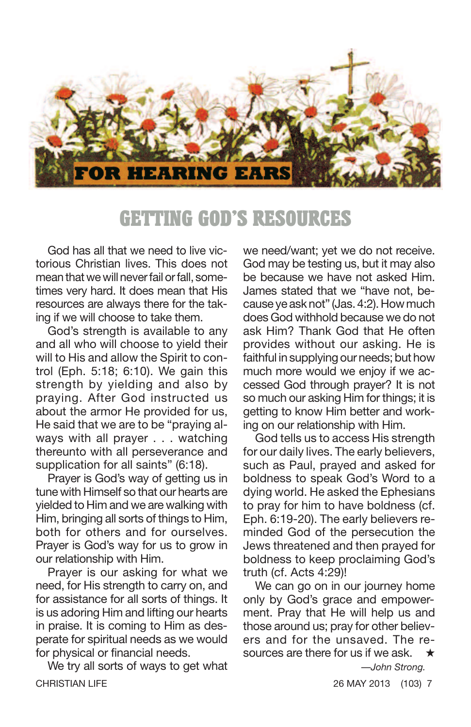## FOR HEARING EARS

# GETTING GOD'S RESOURCES

God has all that we need to live victorious Christian lives. This does not mean that we will never fail or fall, sometimes very hard. It does mean that His resources are always there for the taking if we will choose to take them.

God's strength is available to any and all who will choose to yield their will to His and allow the Spirit to control (Eph. 5:18; 6:10). We gain this strength by yielding and also by praying. After God instructed us about the armor He provided for us, He said that we are to be "praying always with all prayer . . . watching thereunto with all perseverance and supplication for all saints" (6:18).

Prayer is God's way of getting us in tune with Himself so that our hearts are yielded to Him and we are walking with Him, bringing all sorts of things to Him, both for others and for ourselves. Prayer is God's way for us to grow in our relationship with Him.

Prayer is our asking for what we need, for His strength to carry on, and for assistance for all sorts of things. It is us adoring Him and lifting our hearts in praise. It is coming to Him as desperate for spiritual needs as we would for physical or financial needs.

We try all sorts of ways to get what we need/want; yet we do not receive. God may be testing us, but it may also be because we have not asked Him. James stated that we "have not, because ye ask not" (Jas. 4:2). How much does God withhold because we do not ask Him? Thank God that He often provides without our asking. He is faithful in supplying our needs; but how much more would we enjoy if we accessed God through prayer? It is not so much our asking Him for things; it is getting to know Him better and working on our relationship with Him.

God tells us to access His strength for our daily lives. The early believers, such as Paul, prayed and asked for boldness to speak God's Word to a dying world. He asked the Ephesians to pray for him to have boldness (cf. Eph. 6:19-20). The early believers reminded God of the persecution the Jews threatened and then prayed for boldness to keep proclaiming God's truth (cf. Acts 4:29)!

We can go on in our journey home only by God's grace and empowerment. Pray that He will help us and those around us; pray for other believers and for the unsaved. The resources are there for us if we ask. ★

*—John Strong.*